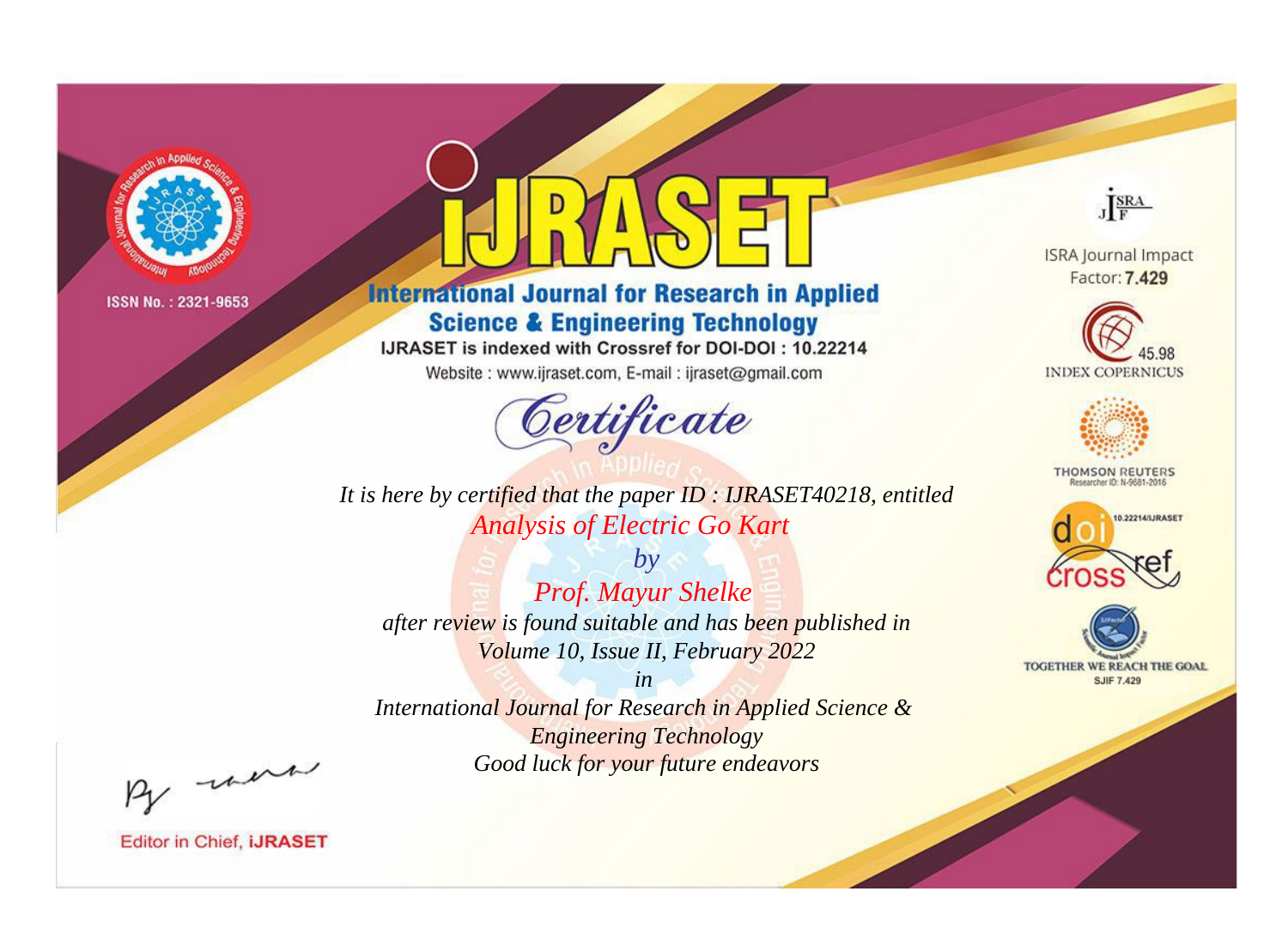ISSN No. : 2321-9653

# IJRASET

## International Journal for Research in Applied Science & Engineering Technology

IJRASET is indexed with Crossref for DOI-DOI : 10.22214

Website : www.ijraset.com, E-mail : ijraset@gmail.com

ISRA Journal Impact Factor: **7.429**

45.98 INDEX COPERNICUS

THOMSON REUTERS Researcher ID: N-9681-2016

10.22214/IJRASET

TOGETHER WE REACH THE GOAL SJIF 7.429

# *Certificate*

*It is here by certified that the paper ID : IJRASET40218, entitled*

*Analysis of Electric Go Kart*

*by*

*Prof. Mayur Shelke*

*after review is found suitable and has been published in*

*Volume 10, Issue II, February 2022*

*in*

*International Journal for Research in Applied Science & Engineering Technology*

*Good luck for your future endeavors*

Editor in Chief, **IJRASET**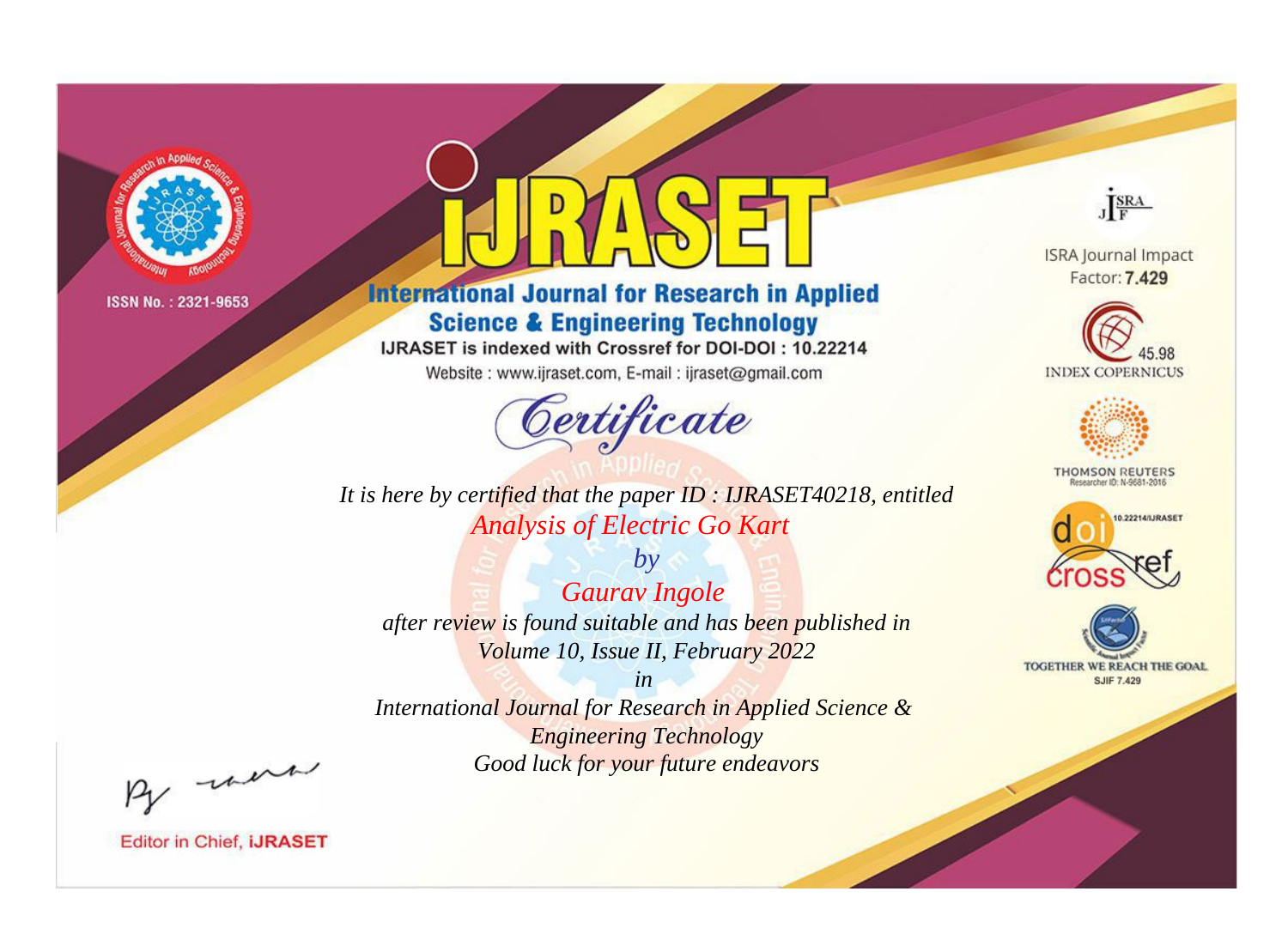ISSN No. : 2321-9653

# IJRASET

## International Journal for Research in Applied Science & Engineering Technology

IJRASET is indexed with Crossref for DOI-DOI : 10.22214

Website : www.ijraset.com, E-mail : ijraset@gmail.com

## Certificate

*It is here by certified that the paper ID : IJRASET40218, entitled*

*Analysis of Electric Go Kart*

*by*

*Gaurav Ingole*

*after review is found suitable and has been published in*

*Volume 10, Issue II, February 2022*

*in*

*International Journal for Research in Applied Science & Engineering Technology*

*Good luck for your future endeavors*

ISRA Journal Impact Factor: **7.429**

45.98 INDEX COPERNICUS

THOMSON REUTERS Researcher ID: N-9681-2016

10.22214/IJRASET

TOGETHER WE REACH THE GOAL SJIF 7.429

Editor in Chief, **iJRASET**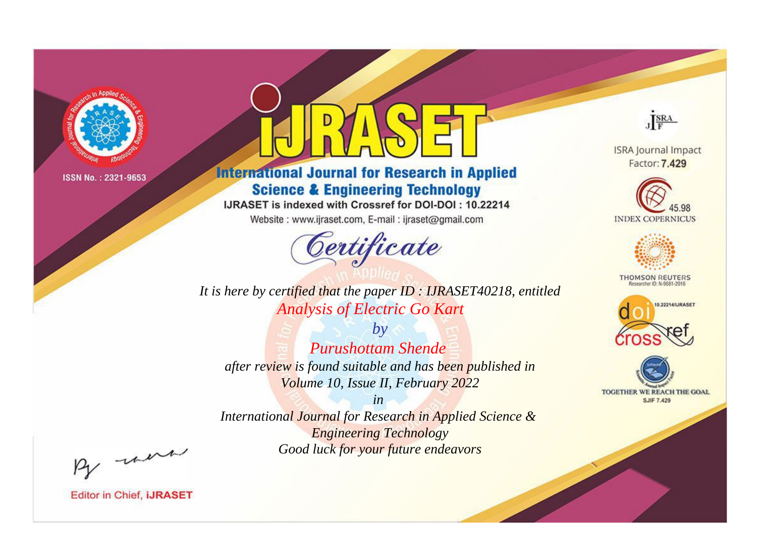ISSN No. : 2321-9653

# iJRASET

## International Journal for Research in Applied Science & Engineering Technology

IJRASET is indexed with Crossref for DOI-DOI : 10.22214

Website : www.ijraset.com, E-mail : ijraset@gmail.com

### Certificate

*It is here by certified that the paper ID : IJRASET40218, entitled*

*Analysis of Electric Go Kart*

*by*

*Purushottam Shende*

*after review is found suitable and has been published in*

*Volume 10, Issue II, February 2022*

*in*

*International Journal for Research in Applied Science & Engineering Technology*

*Good luck for your future endeavors*

ISRA Journal Impact Factor: **7.429**

45.98 INDEX COPERNICUS

THOMSON REUTERS Researcher ID: N-9681-2016

10.22214/IJRASET

TOGETHER WE REACH THE GOAL SJIF 7.429

Editor in Chief, iJRASET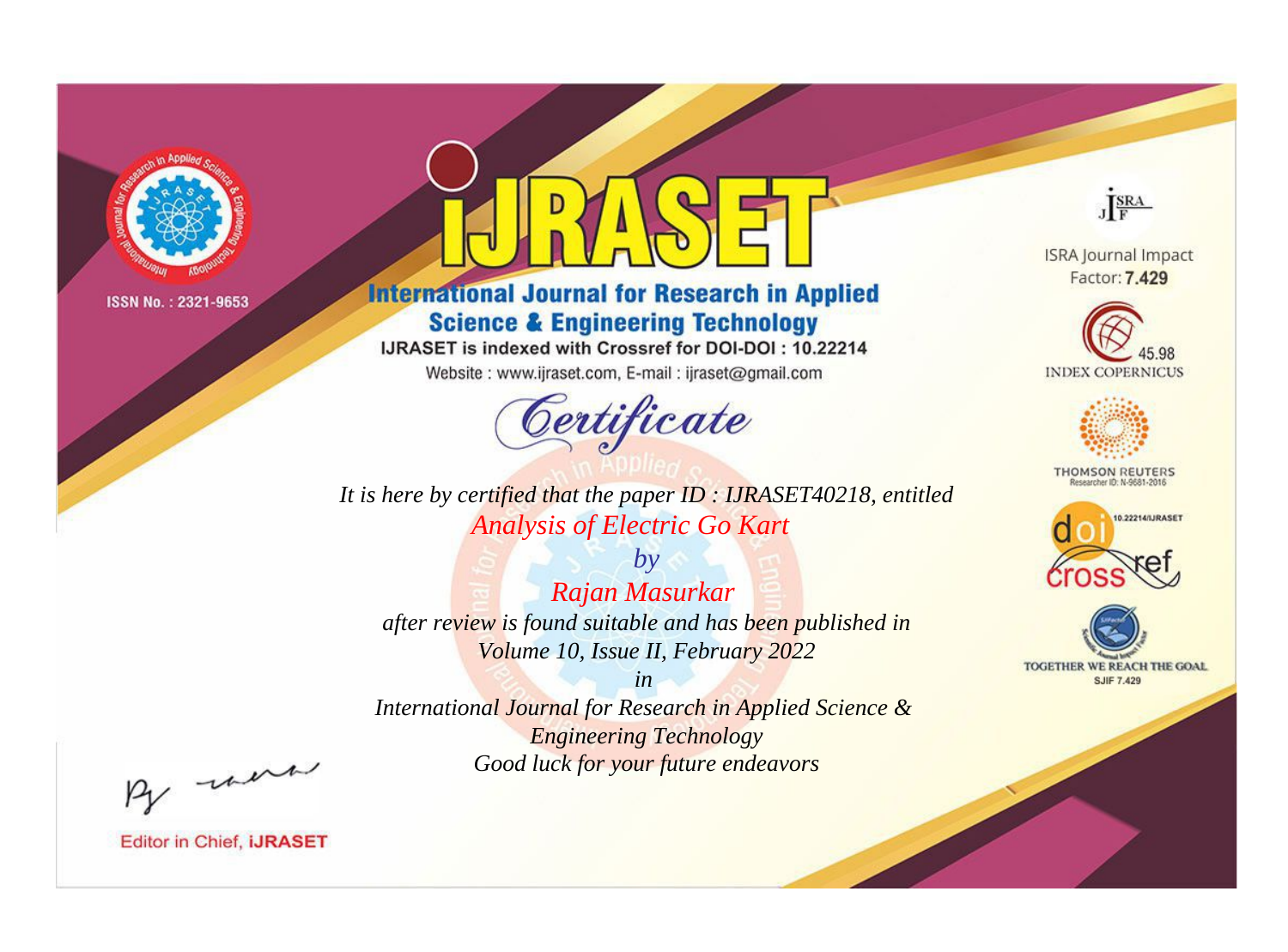ISSN No. : 2321-9653

# iJRASET

## International Journal for Research in Applied Science & Engineering Technology

IJRASET is indexed with Crossref for DOI-DOI : 10.22214

Website : www.ijraset.com, E-mail : ijraset@gmail.com

*Certificate*

*It is here by certified that the paper ID : IJRASET40218, entitled*

*Analysis of Electric Go Kart*

*by*

*Rajan Masurkar*

*after review is found suitable and has been published in*

*Volume 10, Issue II, February 2022*

*in*

*International Journal for Research in Applied Science & Engineering Technology*

*Good luck for your future endeavors*

ISRA Journal Impact Factor: **7.429**

45.98 INDEX COPERNICUS

THOMSON REUTERS Researcher ID: N-9681-2016

10.22214/IJRASET

TOGETHER WE REACH THE GOAL SJIF 7.429

Editor in Chief, **iJRASET**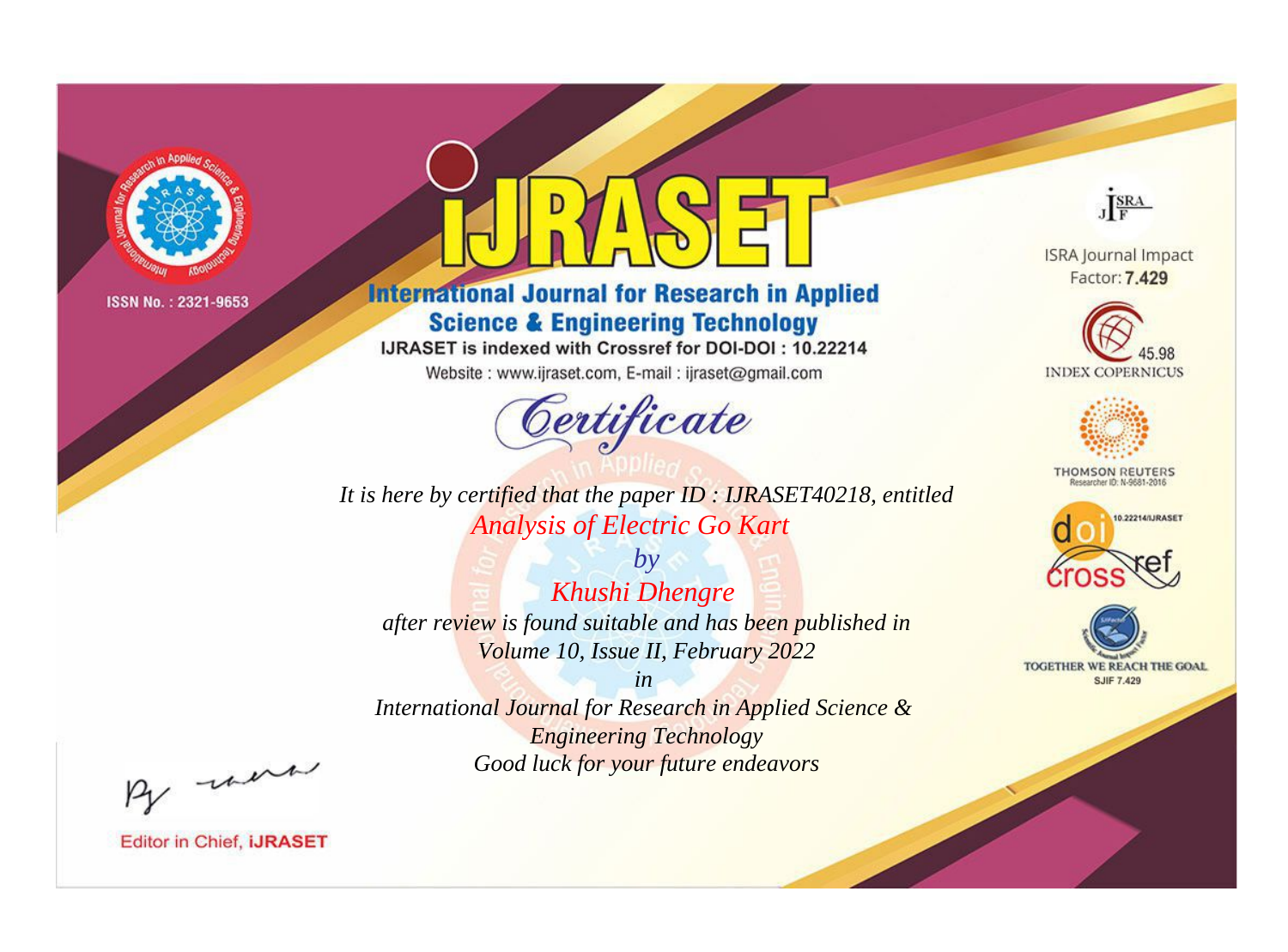ISSN No. : 2321-9653

# iJRASET

## International Journal for Research in Applied Science & Engineering Technology

IJRASET is indexed with Crossref for DOI-DOI : 10.22214

Website : www.ijraset.com, E-mail : ijraset@gmail.com

*Certificate*

*It is here by certified that the paper ID : IJRASET40218, entitled*

*Analysis of Electric Go Kart*

*by*

*Khushi Dhengre*

*after review is found suitable and has been published in*

*Volume 10, Issue II, February 2022*

*in*

*International Journal for Research in Applied Science & Engineering Technology*

*Good luck for your future endeavors*

ISRA Journal Impact Factor: **7.429**

45.98 INDEX COPERNICUS

THOMSON REUTERS Researcher ID: N-9681-2016

10.22214/IJRASET

TOGETHER WE REACH THE GOAL SJIF 7.429

Editor in Chief, **iJRASET**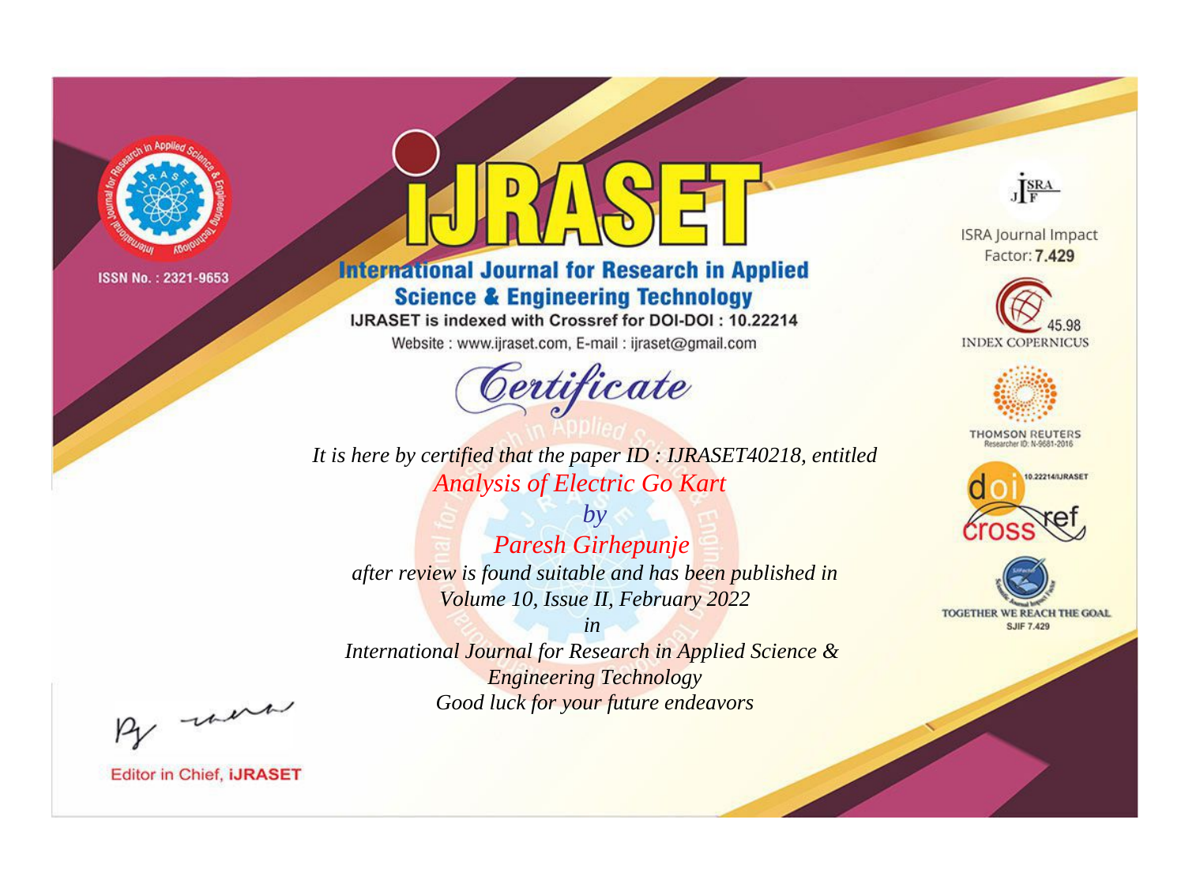ISSN No. : 2321-9653

# IJRASET

## International Journal for Research in Applied Science & Engineering Technology

IJRASET is indexed with Crossref for DOI-DOI : 10.22214

Website : www.ijraset.com, E-mail : ijraset@gmail.com

## Certificate

*It is here by certified that the paper ID : IJRASET40218, entitled*

*Analysis of Electric Go Kart*

*by*

*Paresh Girhepunje*

*after review is found suitable and has been published in*

*Volume 10, Issue II, February 2022*

*in*

*International Journal for Research in Applied Science & Engineering Technology*

*Good luck for your future endeavors*

ISRA Journal Impact Factor: **7.429**

45.98 INDEX COPERNICUS

THOMSON REUTERS Researcher ID: N-9681-2016

10.22214/IJRASET

TOGETHER WE REACH THE GOAL SJIF 7.429

Editor in Chief, **iJRASET**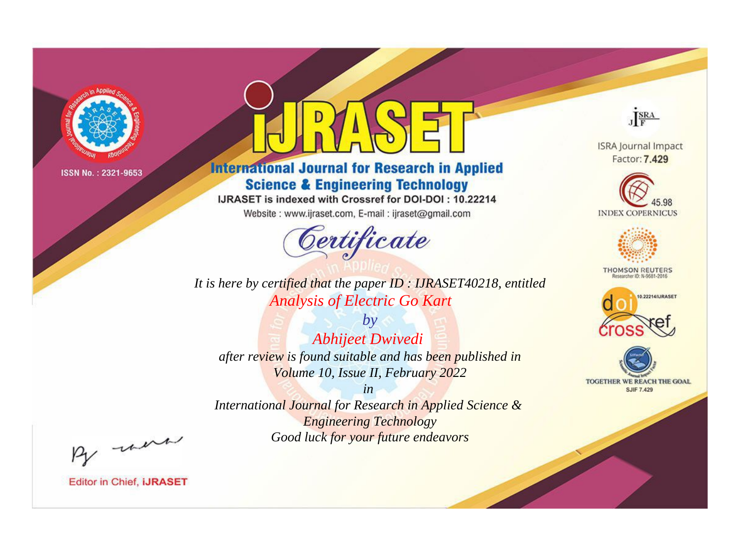ISSN No. : 2321-9653

# IJRASET

## International Journal for Research in Applied Science & Engineering Technology

IJRASET is indexed with Crossref for DOI-DOI : 10.22214

Website : www.ijraset.com, E-mail : ijraset@gmail.com

ISRA Journal Impact Factor: **7.429**

45.98 INDEX COPERNICUS

THOMSON REUTERS Researcher ID: N-9681-2016

10.22214/IJRASET

TOGETHER WE REACH THE GOAL SJIF 7.429

# Certificate

*It is here by certified that the paper ID : IJRASET40218, entitled*

*Analysis of Electric Go Kart*

*by*

*Abhijeet Dwivedi*

*after review is found suitable and has been published in*

*Volume 10, Issue II, February 2022*

*in*

*International Journal for Research in Applied Science & Engineering Technology*

*Good luck for your future endeavors*

Editor in Chief, **iJRASET**